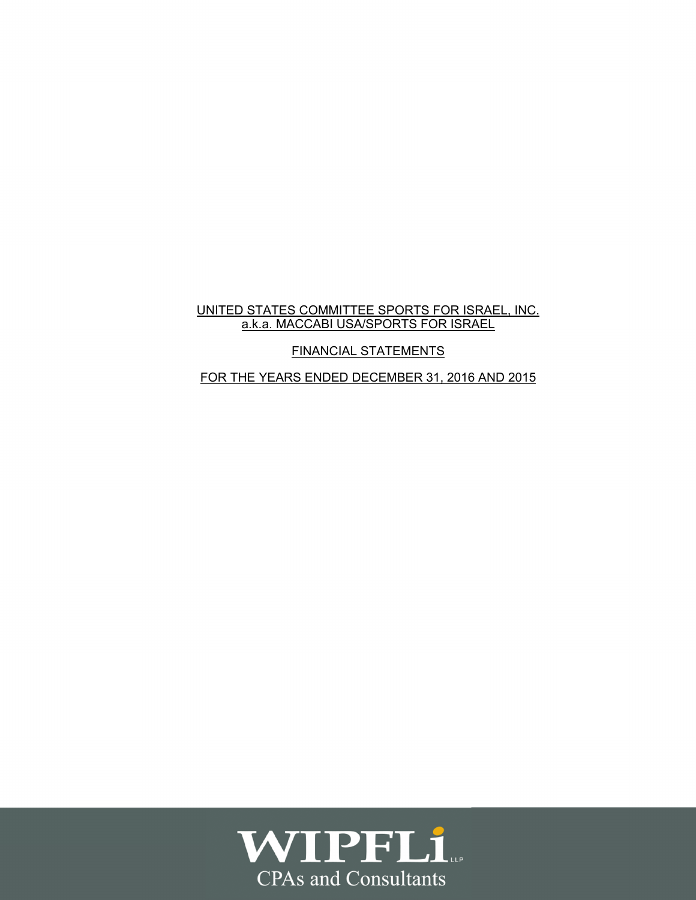UNITED STATES COMMITTEE SPORTS FOR ISRAEL, INC.
a.k.a. MACCABI USA/SPORTS FOR ISRAEL

FINANCIAL STATEMENTS

FOR THE YEARS ENDED DECEMBER 31, 2016 AND 2015

WIPFLi LLP
CPAs and Consultants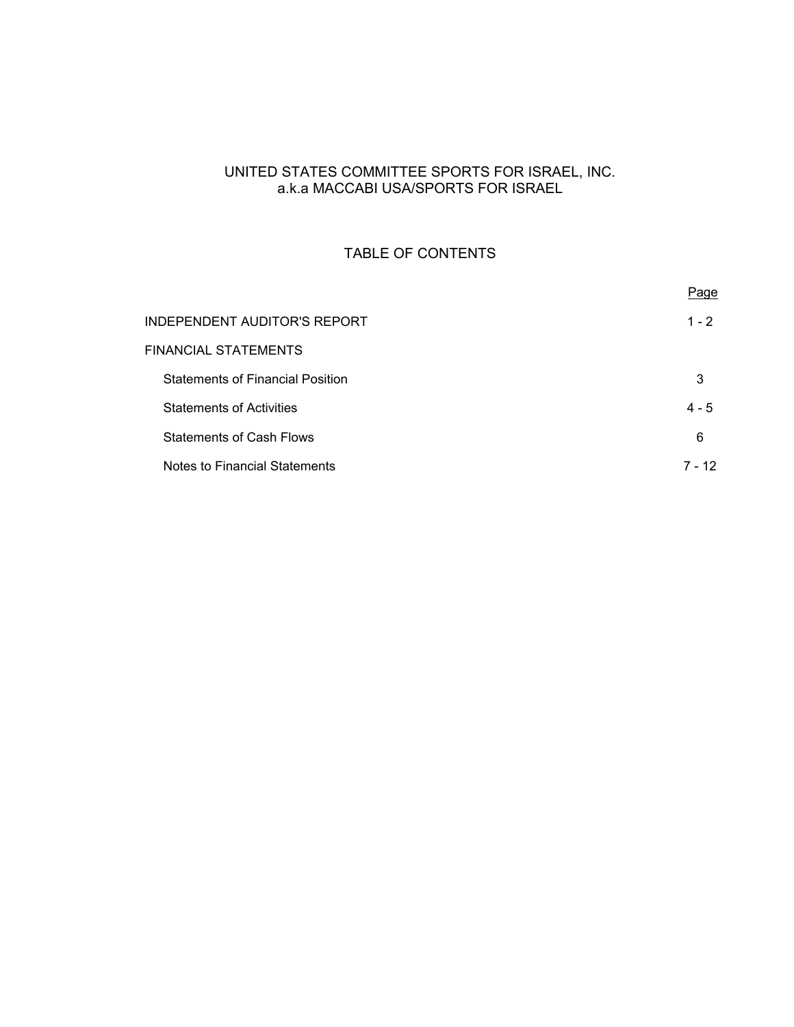# UNITED STATES COMMITTEE SPORTS FOR ISRAEL, INC.
## a.k.a MACCABI USA/SPORTS FOR ISRAEL

### TABLE OF CONTENTS

| | Page |
|---|---|
| INDEPENDENT AUDITOR'S REPORT | 1 - 2 |
| FINANCIAL STATEMENTS | |
| Statements of Financial Position | 3 |
| Statements of Activities | 4 - 5 |
| Statements of Cash Flows | 6 |
| Notes to Financial Statements | 7 - 12 |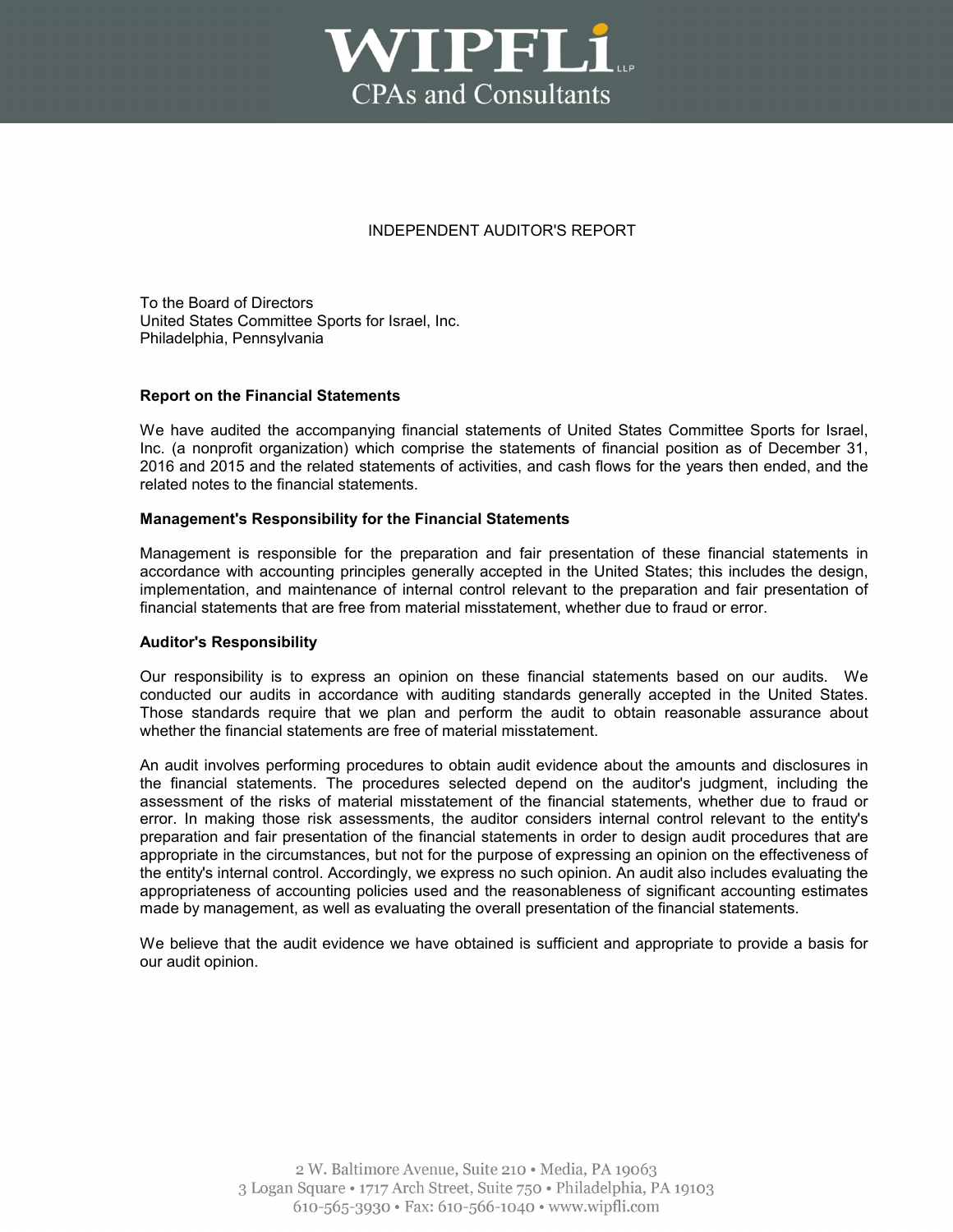# INDEPENDENT AUDITOR'S REPORT

To the Board of Directors
United States Committee Sports for Israel, Inc.
Philadelphia, Pennsylvania

**Report on the Financial Statements**

We have audited the accompanying financial statements of United States Committee Sports for Israel, Inc. (a nonprofit organization) which comprise the statements of financial position as of December 31, 2016 and 2015 and the related statements of activities, and cash flows for the years then ended, and the related notes to the financial statements.

**Management's Responsibility for the Financial Statements**

Management is responsible for the preparation and fair presentation of these financial statements in accordance with accounting principles generally accepted in the United States; this includes the design, implementation, and maintenance of internal control relevant to the preparation and fair presentation of financial statements that are free from material misstatement, whether due to fraud or error.

**Auditor's Responsibility**

Our responsibility is to express an opinion on these financial statements based on our audits. We conducted our audits in accordance with auditing standards generally accepted in the United States. Those standards require that we plan and perform the audit to obtain reasonable assurance about whether the financial statements are free of material misstatement.

An audit involves performing procedures to obtain audit evidence about the amounts and disclosures in the financial statements. The procedures selected depend on the auditor's judgment, including the assessment of the risks of material misstatement of the financial statements, whether due to fraud or error. In making those risk assessments, the auditor considers internal control relevant to the entity's preparation and fair presentation of the financial statements in order to design audit procedures that are appropriate in the circumstances, but not for the purpose of expressing an opinion on the effectiveness of the entity's internal control. Accordingly, we express no such opinion. An audit also includes evaluating the appropriateness of accounting policies used and the reasonableness of significant accounting estimates made by management, as well as evaluating the overall presentation of the financial statements.

We believe that the audit evidence we have obtained is sufficient and appropriate to provide a basis for our audit opinion.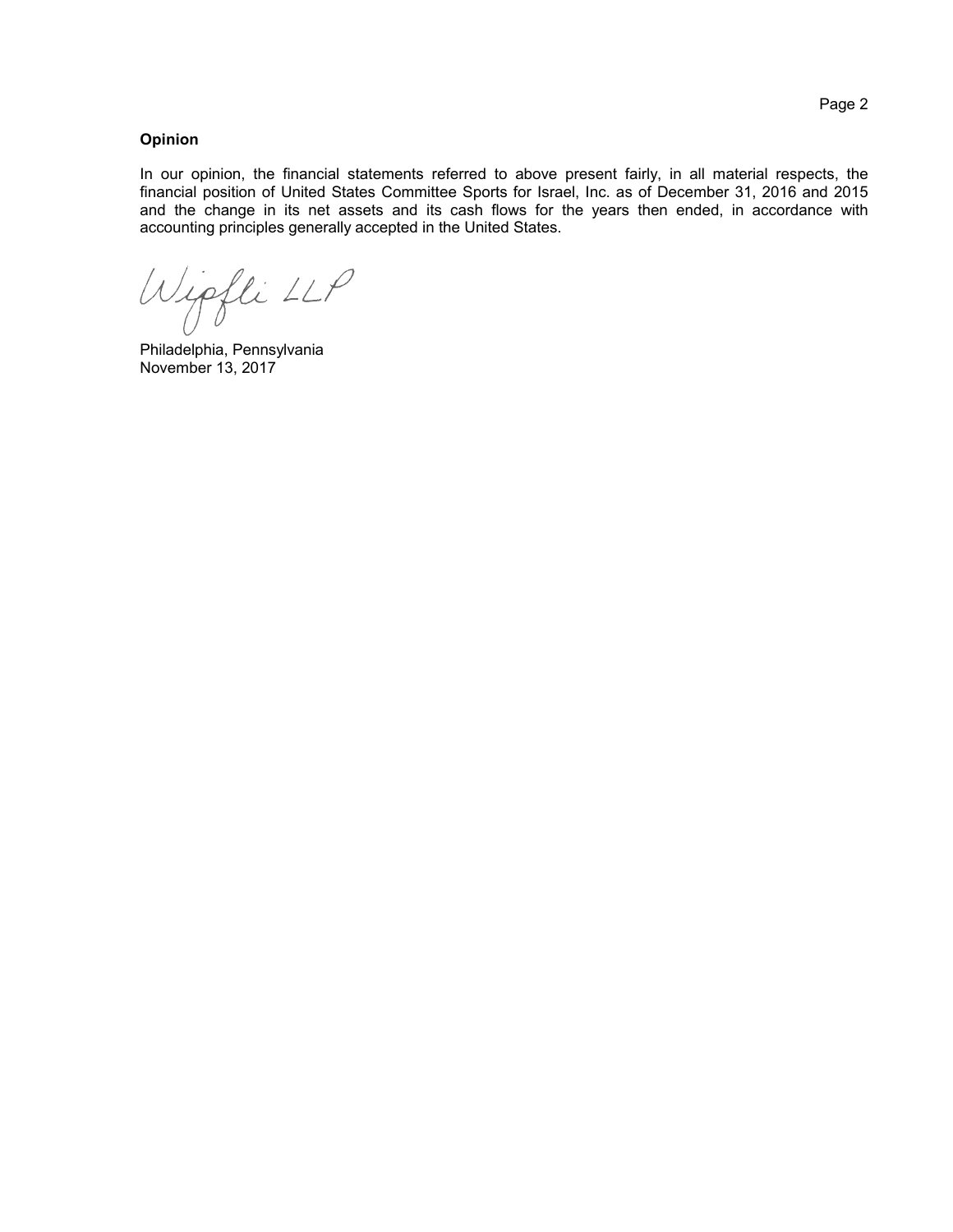## Opinion

In our opinion, the financial statements referred to above present fairly, in all material respects, the financial position of United States Committee Sports for Israel, Inc. as of December 31, 2016 and 2015 and the change in its net assets and its cash flows for the years then ended, in accordance with accounting principles generally accepted in the United States.

Wipfli LLP

Philadelphia, Pennsylvania
November 13, 2017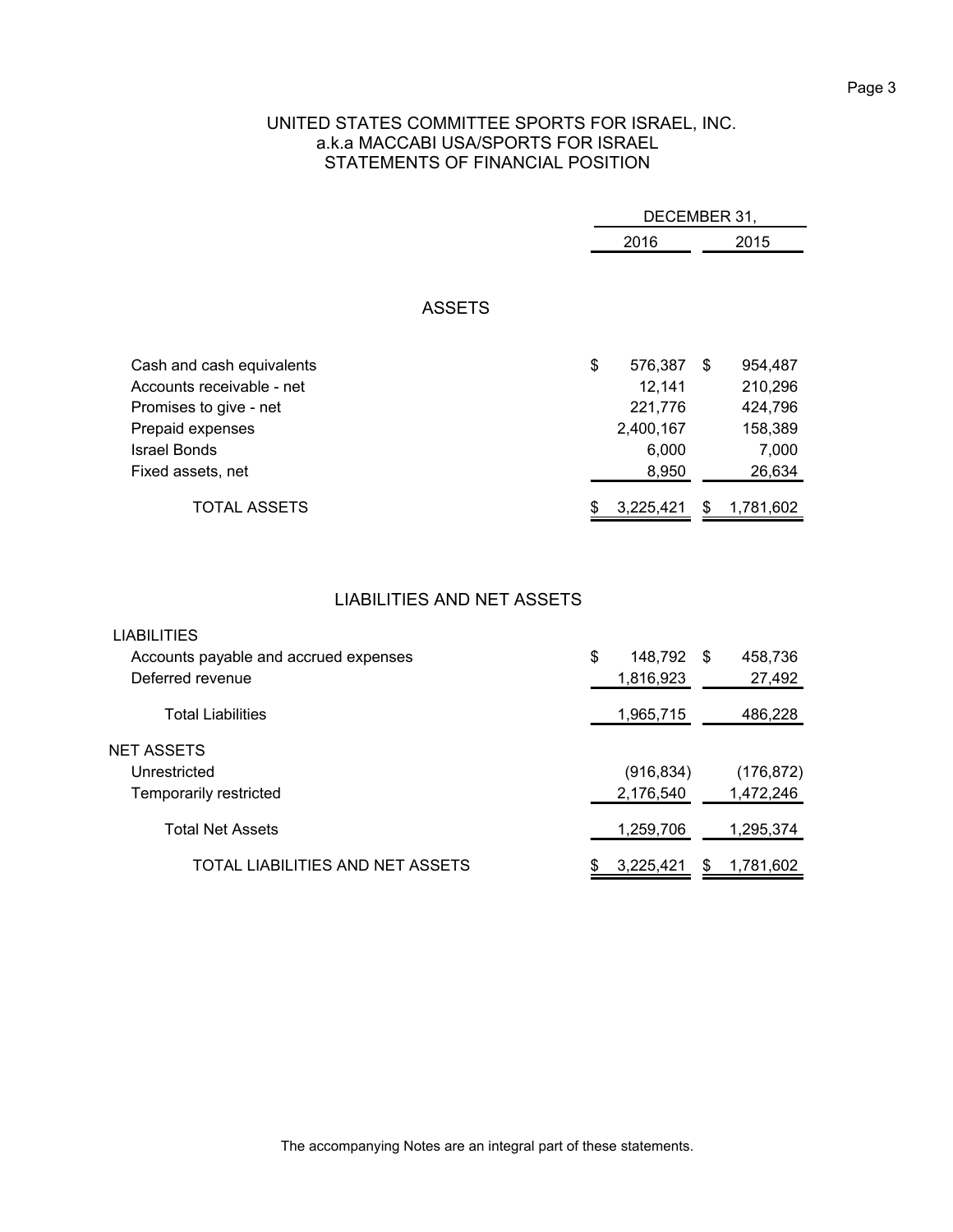# UNITED STATES COMMITTEE SPORTS FOR ISRAEL, INC.
## a.k.a MACCABI USA/SPORTS FOR ISRAEL
## STATEMENTS OF FINANCIAL POSITION

| | DECEMBER 31, 2016 | DECEMBER 31, 2015 |
|---|---|---|
| **ASSETS** | | |
| Cash and cash equivalents | $ 576,387 | $ 954,487 |
| Accounts receivable - net | 12,141 | 210,296 |
| Promises to give - net | 221,776 | 424,796 |
| Prepaid expenses | 2,400,167 | 158,389 |
| Israel Bonds | 6,000 | 7,000 |
| Fixed assets, net | 8,950 | 26,634 |
| TOTAL ASSETS | $ 3,225,421 | $ 1,781,602 |
| **LIABILITIES AND NET ASSETS** | | |
| LIABILITIES | | |
| Accounts payable and accrued expenses | $ 148,792 | $ 458,736 |
| Deferred revenue | 1,816,923 | 27,492 |
| Total Liabilities | 1,965,715 | 486,228 |
| NET ASSETS | | |
| Unrestricted | (916,834) | (176,872) |
| Temporarily restricted | 2,176,540 | 1,472,246 |
| Total Net Assets | 1,259,706 | 1,295,374 |
| TOTAL LIABILITIES AND NET ASSETS | $ 3,225,421 | $ 1,781,602 |

The accompanying Notes are an integral part of these statements.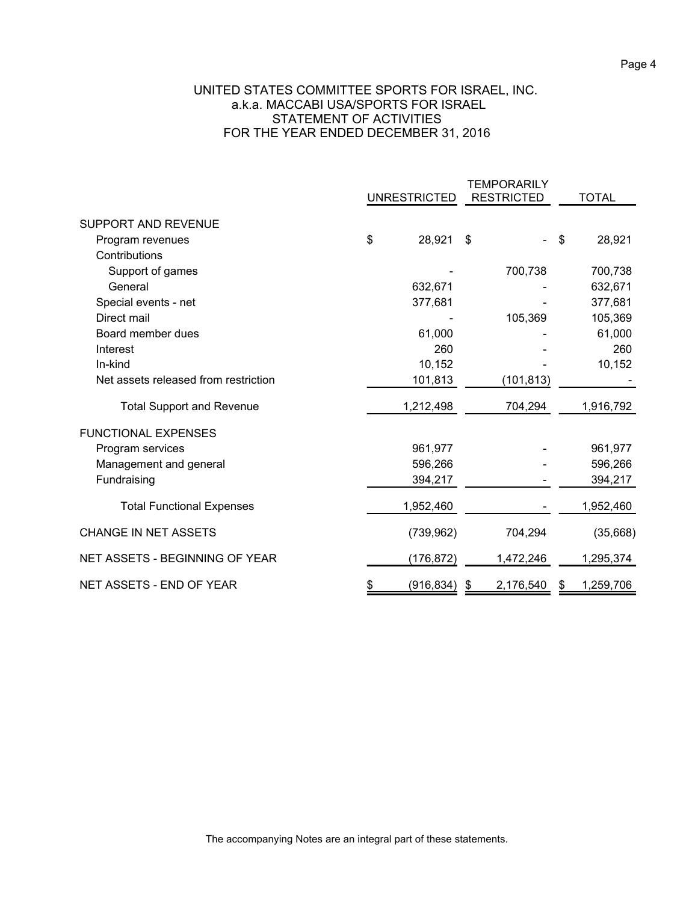# UNITED STATES COMMITTEE SPORTS FOR ISRAEL, INC.
## a.k.a. MACCABI USA/SPORTS FOR ISRAEL
## STATEMENT OF ACTIVITIES
## FOR THE YEAR ENDED DECEMBER 31, 2016

| | UNRESTRICTED | TEMPORARILY RESTRICTED | TOTAL |
|---|---|---|---|
| SUPPORT AND REVENUE | | | |
| Program revenues | $ 28,921 | $ - | $ 28,921 |
| Contributions | | | |
| Support of games | - | 700,738 | 700,738 |
| General | 632,671 | - | 632,671 |
| Special events - net | 377,681 | - | 377,681 |
| Direct mail | - | 105,369 | 105,369 |
| Board member dues | 61,000 | - | 61,000 |
| Interest | 260 | - | 260 |
| In-kind | 10,152 | - | 10,152 |
| Net assets released from restriction | 101,813 | (101,813) | - |
| Total Support and Revenue | 1,212,498 | 704,294 | 1,916,792 |
| FUNCTIONAL EXPENSES | | | |
| Program services | 961,977 | - | 961,977 |
| Management and general | 596,266 | - | 596,266 |
| Fundraising | 394,217 | - | 394,217 |
| Total Functional Expenses | 1,952,460 | - | 1,952,460 |
| CHANGE IN NET ASSETS | (739,962) | 704,294 | (35,668) |
| NET ASSETS - BEGINNING OF YEAR | (176,872) | 1,472,246 | 1,295,374 |
| NET ASSETS - END OF YEAR | $ (916,834) | $ 2,176,540 | $ 1,259,706 |

The accompanying Notes are an integral part of these statements.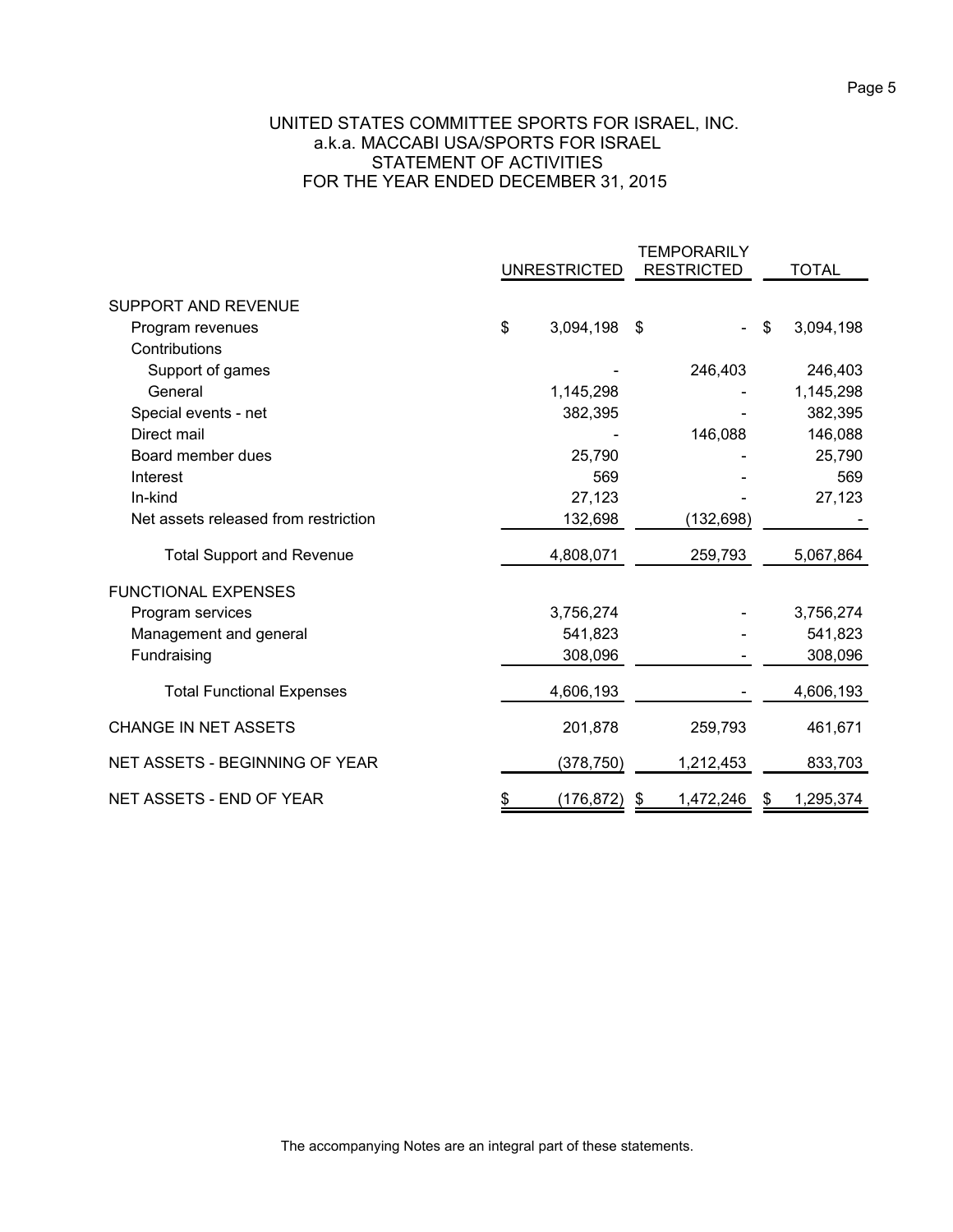# UNITED STATES COMMITTEE SPORTS FOR ISRAEL, INC.
## a.k.a. MACCABI USA/SPORTS FOR ISRAEL
## STATEMENT OF ACTIVITIES
## FOR THE YEAR ENDED DECEMBER 31, 2015

| | UNRESTRICTED | TEMPORARILY RESTRICTED | TOTAL |
|---|---|---|---|
| SUPPORT AND REVENUE | | | |
| Program revenues | $ 3,094,198 | $ - | $ 3,094,198 |
| Contributions | | | |
| Support of games | - | 246,403 | 246,403 |
| General | 1,145,298 | - | 1,145,298 |
| Special events - net | 382,395 | - | 382,395 |
| Direct mail | - | 146,088 | 146,088 |
| Board member dues | 25,790 | - | 25,790 |
| Interest | 569 | - | 569 |
| In-kind | 27,123 | - | 27,123 |
| Net assets released from restriction | 132,698 | (132,698) | - |
| Total Support and Revenue | 4,808,071 | 259,793 | 5,067,864 |
| FUNCTIONAL EXPENSES | | | |
| Program services | 3,756,274 | - | 3,756,274 |
| Management and general | 541,823 | - | 541,823 |
| Fundraising | 308,096 | - | 308,096 |
| Total Functional Expenses | 4,606,193 | - | 4,606,193 |
| CHANGE IN NET ASSETS | 201,878 | 259,793 | 461,671 |
| NET ASSETS - BEGINNING OF YEAR | (378,750) | 1,212,453 | 833,703 |
| NET ASSETS - END OF YEAR | $ (176,872) | $ 1,472,246 | $ 1,295,374 |

The accompanying Notes are an integral part of these statements.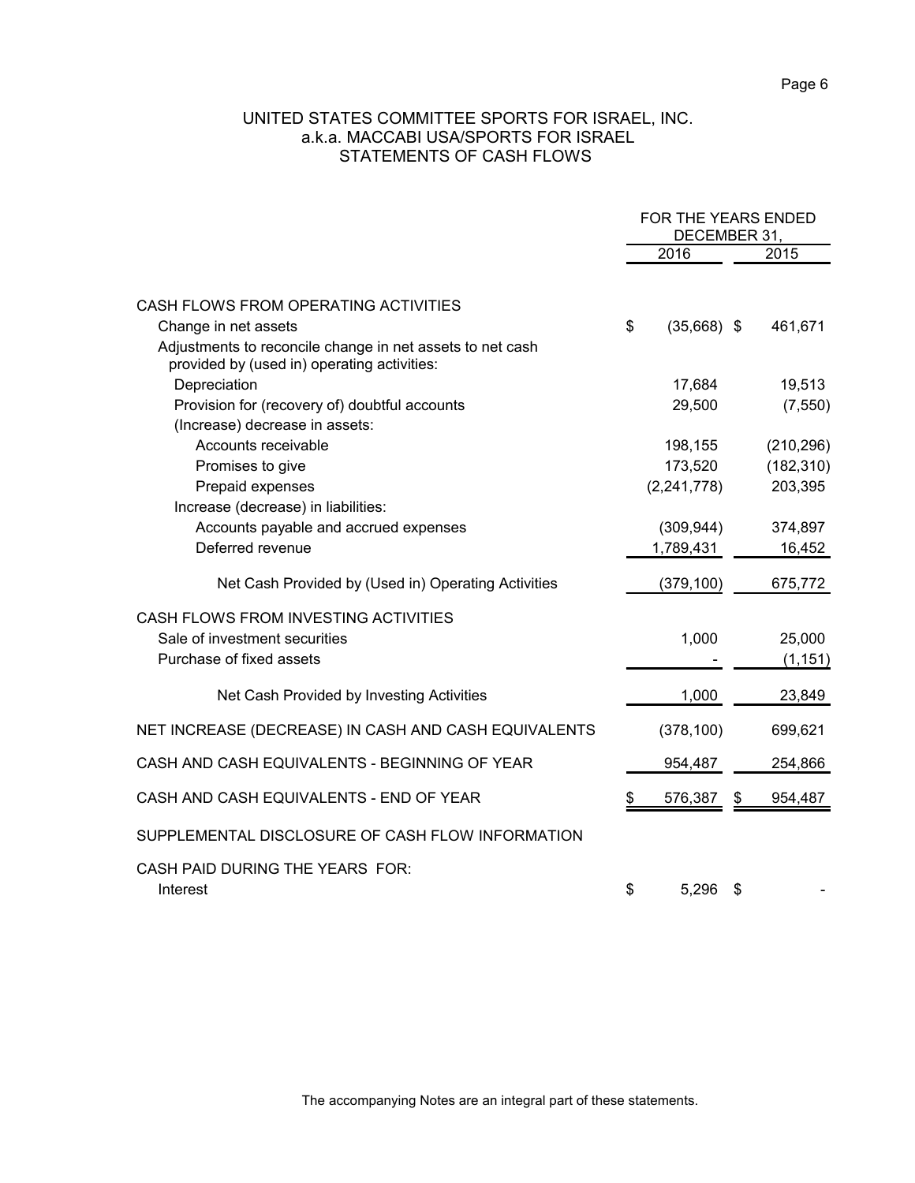# UNITED STATES COMMITTEE SPORTS FOR ISRAEL, INC.
## a.k.a. MACCABI USA/SPORTS FOR ISRAEL
## STATEMENTS OF CASH FLOWS

| | FOR THE YEARS ENDED DECEMBER 31, | |
|---|---|---|
| | 2016 | 2015 |
| **CASH FLOWS FROM OPERATING ACTIVITIES** | | |
| Change in net assets | $ (35,668) | $ 461,671 |
| Adjustments to reconcile change in net assets to net cash provided by (used in) operating activities: | | |
| Depreciation | 17,684 | 19,513 |
| Provision for (recovery of) doubtful accounts | 29,500 | (7,550) |
| (Increase) decrease in assets: | | |
| Accounts receivable | 198,155 | (210,296) |
| Promises to give | 173,520 | (182,310) |
| Prepaid expenses | (2,241,778) | 203,395 |
| Increase (decrease) in liabilities: | | |
| Accounts payable and accrued expenses | (309,944) | 374,897 |
| Deferred revenue | 1,789,431 | 16,452 |
| Net Cash Provided by (Used in) Operating Activities | (379,100) | 675,772 |
| **CASH FLOWS FROM INVESTING ACTIVITIES** | | |
| Sale of investment securities | 1,000 | 25,000 |
| Purchase of fixed assets | - | (1,151) |
| Net Cash Provided by Investing Activities | 1,000 | 23,849 |
| NET INCREASE (DECREASE) IN CASH AND CASH EQUIVALENTS | (378,100) | 699,621 |
| CASH AND CASH EQUIVALENTS - BEGINNING OF YEAR | 954,487 | 254,866 |
| CASH AND CASH EQUIVALENTS - END OF YEAR | $ 576,387 | $ 954,487 |

SUPPLEMENTAL DISCLOSURE OF CASH FLOW INFORMATION

| | | |
|---|---|---|
| CASH PAID DURING THE YEARS FOR: | | |
| Interest | $ 5,296 | $ - |

The accompanying Notes are an integral part of these statements.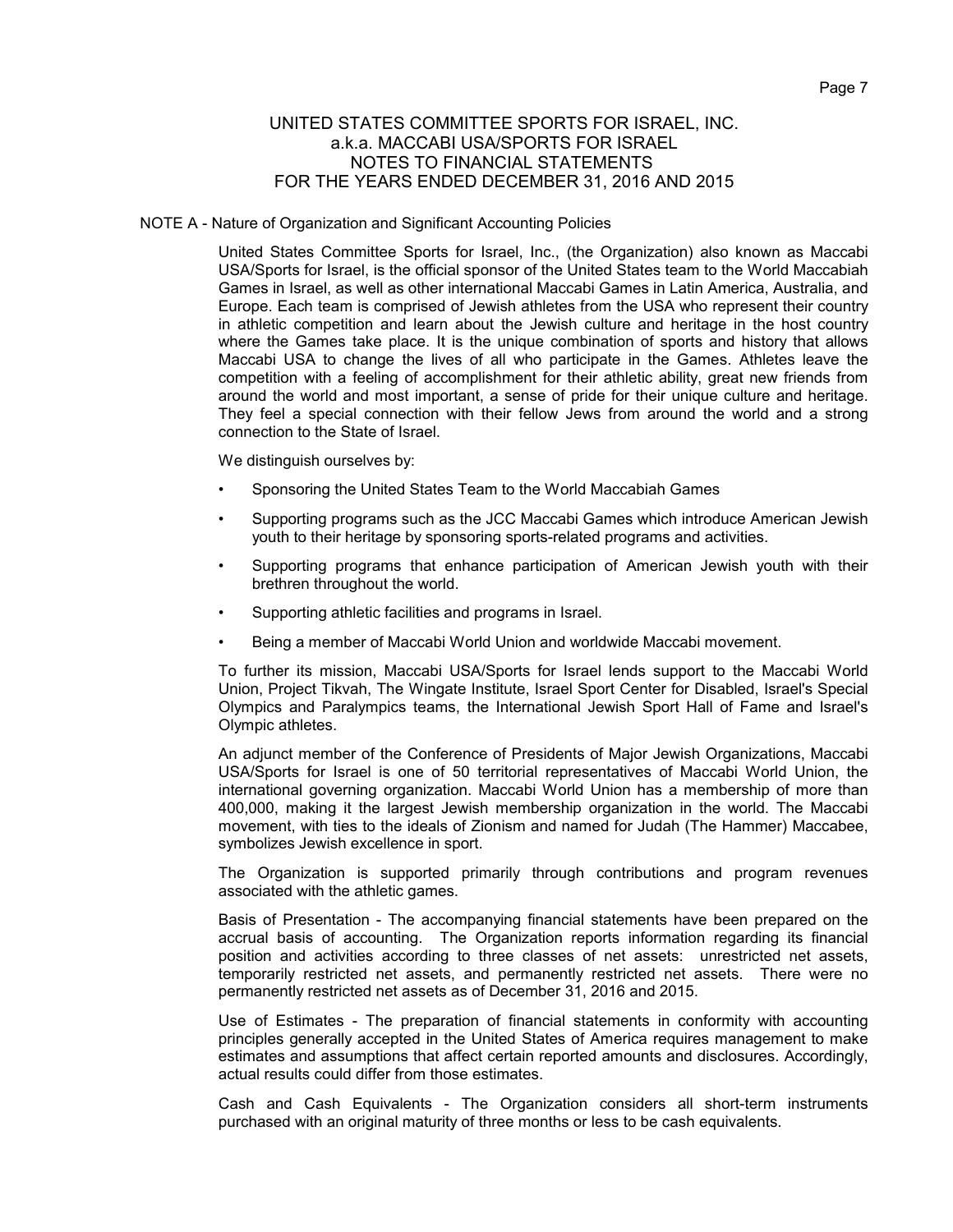# UNITED STATES COMMITTEE SPORTS FOR ISRAEL, INC.
## a.k.a. MACCABI USA/SPORTS FOR ISRAEL
## NOTES TO FINANCIAL STATEMENTS
## FOR THE YEARS ENDED DECEMBER 31, 2016 AND 2015

NOTE A - Nature of Organization and Significant Accounting Policies

United States Committee Sports for Israel, Inc., (the Organization) also known as Maccabi USA/Sports for Israel, is the official sponsor of the United States team to the World Maccabiah Games in Israel, as well as other international Maccabi Games in Latin America, Australia, and Europe. Each team is comprised of Jewish athletes from the USA who represent their country in athletic competition and learn about the Jewish culture and heritage in the host country where the Games take place. It is the unique combination of sports and history that allows Maccabi USA to change the lives of all who participate in the Games. Athletes leave the competition with a feeling of accomplishment for their athletic ability, great new friends from around the world and most important, a sense of pride for their unique culture and heritage. They feel a special connection with their fellow Jews from around the world and a strong connection to the State of Israel.

We distinguish ourselves by:

- Sponsoring the United States Team to the World Maccabiah Games
- Supporting programs such as the JCC Maccabi Games which introduce American Jewish youth to their heritage by sponsoring sports-related programs and activities.
- Supporting programs that enhance participation of American Jewish youth with their brethren throughout the world.
- Supporting athletic facilities and programs in Israel.
- Being a member of Maccabi World Union and worldwide Maccabi movement.

To further its mission, Maccabi USA/Sports for Israel lends support to the Maccabi World Union, Project Tikvah, The Wingate Institute, Israel Sport Center for Disabled, Israel's Special Olympics and Paralympics teams, the International Jewish Sport Hall of Fame and Israel's Olympic athletes.

An adjunct member of the Conference of Presidents of Major Jewish Organizations, Maccabi USA/Sports for Israel is one of 50 territorial representatives of Maccabi World Union, the international governing organization. Maccabi World Union has a membership of more than 400,000, making it the largest Jewish membership organization in the world. The Maccabi movement, with ties to the ideals of Zionism and named for Judah (The Hammer) Maccabee, symbolizes Jewish excellence in sport.

The Organization is supported primarily through contributions and program revenues associated with the athletic games.

Basis of Presentation - The accompanying financial statements have been prepared on the accrual basis of accounting. The Organization reports information regarding its financial position and activities according to three classes of net assets: unrestricted net assets, temporarily restricted net assets, and permanently restricted net assets. There were no permanently restricted net assets as of December 31, 2016 and 2015.

Use of Estimates - The preparation of financial statements in conformity with accounting principles generally accepted in the United States of America requires management to make estimates and assumptions that affect certain reported amounts and disclosures. Accordingly, actual results could differ from those estimates.

Cash and Cash Equivalents - The Organization considers all short-term instruments purchased with an original maturity of three months or less to be cash equivalents.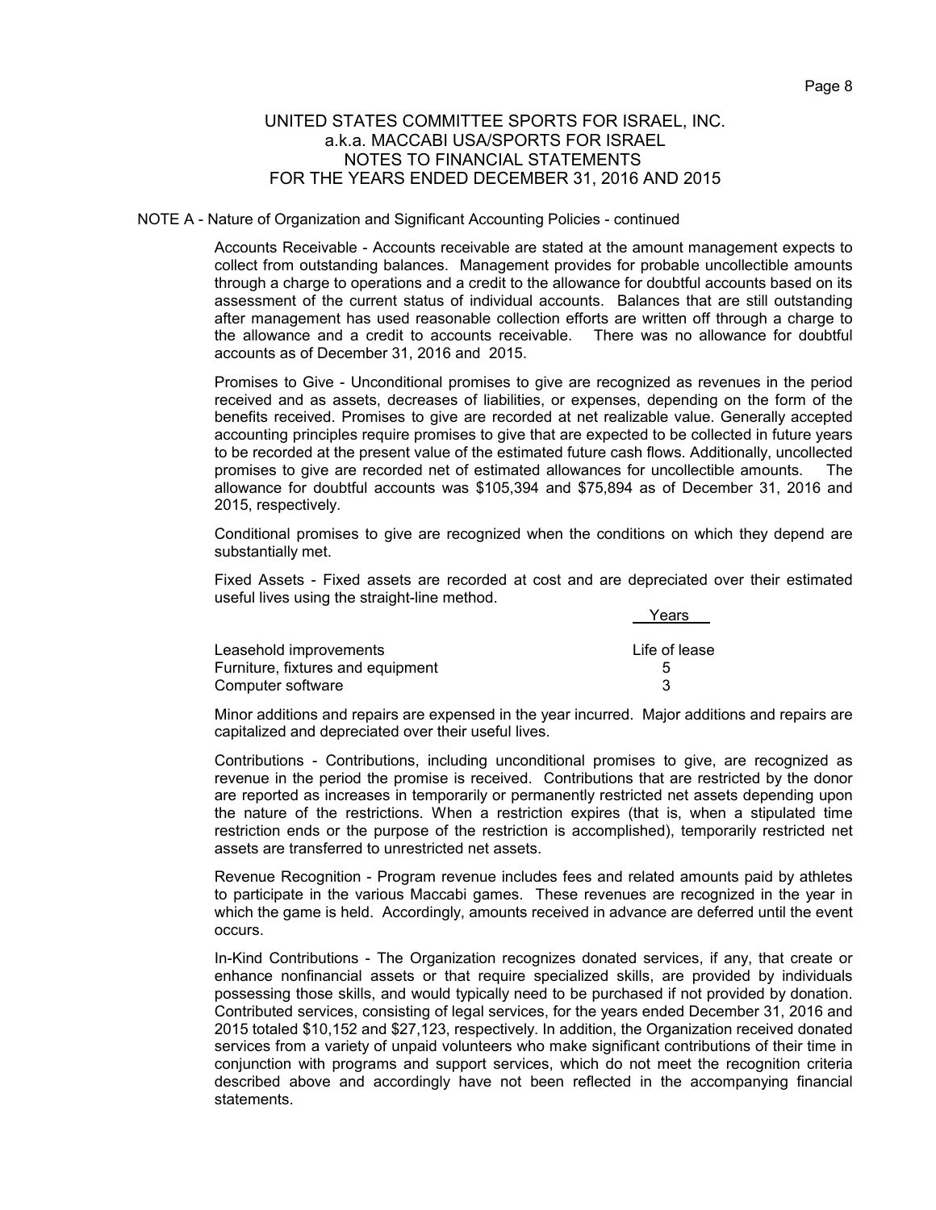UNITED STATES COMMITTEE SPORTS FOR ISRAEL, INC.
a.k.a. MACCABI USA/SPORTS FOR ISRAEL
NOTES TO FINANCIAL STATEMENTS
FOR THE YEARS ENDED DECEMBER 31, 2016 AND 2015

NOTE A - Nature of Organization and Significant Accounting Policies - continued

Accounts Receivable - Accounts receivable are stated at the amount management expects to collect from outstanding balances. Management provides for probable uncollectible amounts through a charge to operations and a credit to the allowance for doubtful accounts based on its assessment of the current status of individual accounts. Balances that are still outstanding after management has used reasonable collection efforts are written off through a charge to the allowance and a credit to accounts receivable. There was no allowance for doubtful accounts as of December 31, 2016 and 2015.

Promises to Give - Unconditional promises to give are recognized as revenues in the period received and as assets, decreases of liabilities, or expenses, depending on the form of the benefits received. Promises to give are recorded at net realizable value. Generally accepted accounting principles require promises to give that are expected to be collected in future years to be recorded at the present value of the estimated future cash flows. Additionally, uncollected promises to give are recorded net of estimated allowances for uncollectible amounts. The allowance for doubtful accounts was $105,394 and $75,894 as of December 31, 2016 and 2015, respectively.

Conditional promises to give are recognized when the conditions on which they depend are substantially met.

Fixed Assets - Fixed assets are recorded at cost and are depreciated over their estimated useful lives using the straight-line method.

| | Years |
|---|---|
| Leasehold improvements | Life of lease |
| Furniture, fixtures and equipment | 5 |
| Computer software | 3 |

Minor additions and repairs are expensed in the year incurred. Major additions and repairs are capitalized and depreciated over their useful lives.

Contributions - Contributions, including unconditional promises to give, are recognized as revenue in the period the promise is received. Contributions that are restricted by the donor are reported as increases in temporarily or permanently restricted net assets depending upon the nature of the restrictions. When a restriction expires (that is, when a stipulated time restriction ends or the purpose of the restriction is accomplished), temporarily restricted net assets are transferred to unrestricted net assets.

Revenue Recognition - Program revenue includes fees and related amounts paid by athletes to participate in the various Maccabi games. These revenues are recognized in the year in which the game is held. Accordingly, amounts received in advance are deferred until the event occurs.

In-Kind Contributions - The Organization recognizes donated services, if any, that create or enhance nonfinancial assets or that require specialized skills, are provided by individuals possessing those skills, and would typically need to be purchased if not provided by donation. Contributed services, consisting of legal services, for the years ended December 31, 2016 and 2015 totaled $10,152 and $27,123, respectively. In addition, the Organization received donated services from a variety of unpaid volunteers who make significant contributions of their time in conjunction with programs and support services, which do not meet the recognition criteria described above and accordingly have not been reflected in the accompanying financial statements.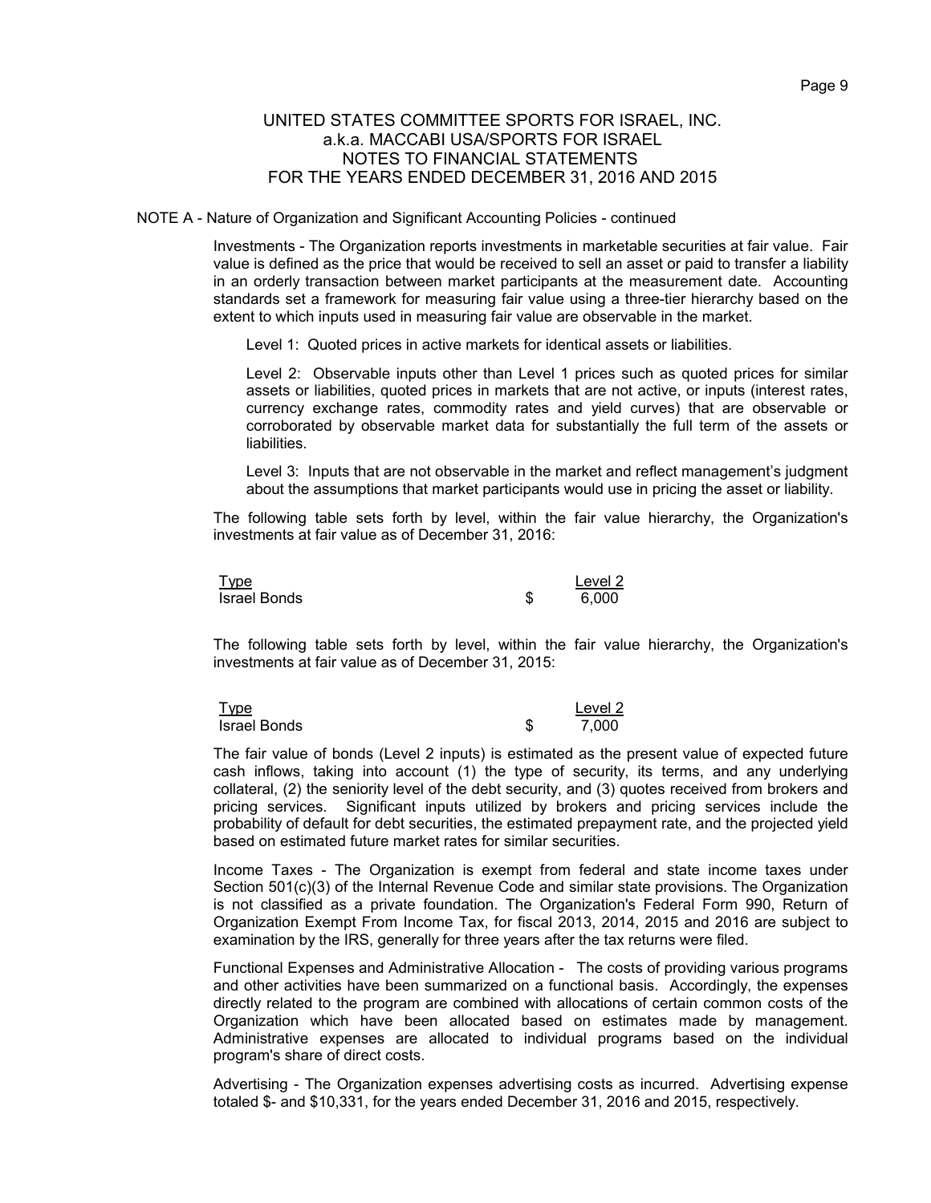UNITED STATES COMMITTEE SPORTS FOR ISRAEL, INC.
a.k.a. MACCABI USA/SPORTS FOR ISRAEL
NOTES TO FINANCIAL STATEMENTS
FOR THE YEARS ENDED DECEMBER 31, 2016 AND 2015

NOTE A - Nature of Organization and Significant Accounting Policies - continued

Investments - The Organization reports investments in marketable securities at fair value. Fair value is defined as the price that would be received to sell an asset or paid to transfer a liability in an orderly transaction between market participants at the measurement date. Accounting standards set a framework for measuring fair value using a three-tier hierarchy based on the extent to which inputs used in measuring fair value are observable in the market.

Level 1: Quoted prices in active markets for identical assets or liabilities.

Level 2: Observable inputs other than Level 1 prices such as quoted prices for similar assets or liabilities, quoted prices in markets that are not active, or inputs (interest rates, currency exchange rates, commodity rates and yield curves) that are observable or corroborated by observable market data for substantially the full term of the assets or liabilities.

Level 3: Inputs that are not observable in the market and reflect management's judgment about the assumptions that market participants would use in pricing the asset or liability.

The following table sets forth by level, within the fair value hierarchy, the Organization's investments at fair value as of December 31, 2016:

| Type | Level 2 |
|---|---|
| Israel Bonds | $ 6,000 |

The following table sets forth by level, within the fair value hierarchy, the Organization's investments at fair value as of December 31, 2015:

| Type | Level 2 |
|---|---|
| Israel Bonds | $ 7,000 |

The fair value of bonds (Level 2 inputs) is estimated as the present value of expected future cash inflows, taking into account (1) the type of security, its terms, and any underlying collateral, (2) the seniority level of the debt security, and (3) quotes received from brokers and pricing services. Significant inputs utilized by brokers and pricing services include the probability of default for debt securities, the estimated prepayment rate, and the projected yield based on estimated future market rates for similar securities.

Income Taxes - The Organization is exempt from federal and state income taxes under Section 501(c)(3) of the Internal Revenue Code and similar state provisions. The Organization is not classified as a private foundation. The Organization's Federal Form 990, Return of Organization Exempt From Income Tax, for fiscal 2013, 2014, 2015 and 2016 are subject to examination by the IRS, generally for three years after the tax returns were filed.

Functional Expenses and Administrative Allocation - The costs of providing various programs and other activities have been summarized on a functional basis. Accordingly, the expenses directly related to the program are combined with allocations of certain common costs of the Organization which have been allocated based on estimates made by management. Administrative expenses are allocated to individual programs based on the individual program's share of direct costs.

Advertising - The Organization expenses advertising costs as incurred. Advertising expense totaled $- and $10,331, for the years ended December 31, 2016 and 2015, respectively.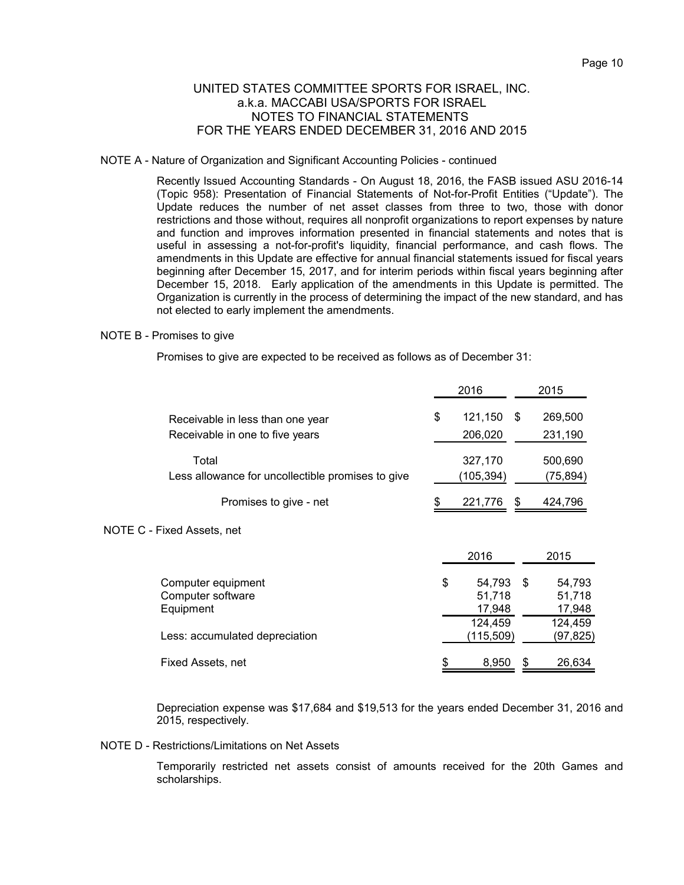UNITED STATES COMMITTEE SPORTS FOR ISRAEL, INC.
a.k.a. MACCABI USA/SPORTS FOR ISRAEL
NOTES TO FINANCIAL STATEMENTS
FOR THE YEARS ENDED DECEMBER 31, 2016 AND 2015

NOTE A - Nature of Organization and Significant Accounting Policies - continued

Recently Issued Accounting Standards - On August 18, 2016, the FASB issued ASU 2016-14 (Topic 958): Presentation of Financial Statements of Not-for-Profit Entities ("Update"). The Update reduces the number of net asset classes from three to two, those with donor restrictions and those without, requires all nonprofit organizations to report expenses by nature and function and improves information presented in financial statements and notes that is useful in assessing a not-for-profit's liquidity, financial performance, and cash flows. The amendments in this Update are effective for annual financial statements issued for fiscal years beginning after December 15, 2017, and for interim periods within fiscal years beginning after December 15, 2018. Early application of the amendments in this Update is permitted. The Organization is currently in the process of determining the impact of the new standard, and has not elected to early implement the amendments.

NOTE B - Promises to give

Promises to give are expected to be received as follows as of December 31:

| | 2016 | 2015 |
|---|---|---|
| Receivable in less than one year | $ 121,150 | $ 269,500 |
| Receivable in one to five years | 206,020 | 231,190 |
| Total | 327,170 | 500,690 |
| Less allowance for uncollectible promises to give | (105,394) | (75,894) |
| Promises to give - net | $ 221,776 | $ 424,796 |

NOTE C - Fixed Assets, net

| | 2016 | 2015 |
|---|---|---|
| Computer equipment | $ 54,793 | $ 54,793 |
| Computer software | 51,718 | 51,718 |
| Equipment | 17,948 | 17,948 |
| | 124,459 | 124,459 |
| Less: accumulated depreciation | (115,509) | (97,825) |
| Fixed Assets, net | $ 8,950 | $ 26,634 |

Depreciation expense was $17,684 and $19,513 for the years ended December 31, 2016 and 2015, respectively.

NOTE D - Restrictions/Limitations on Net Assets

Temporarily restricted net assets consist of amounts received for the 20th Games and scholarships.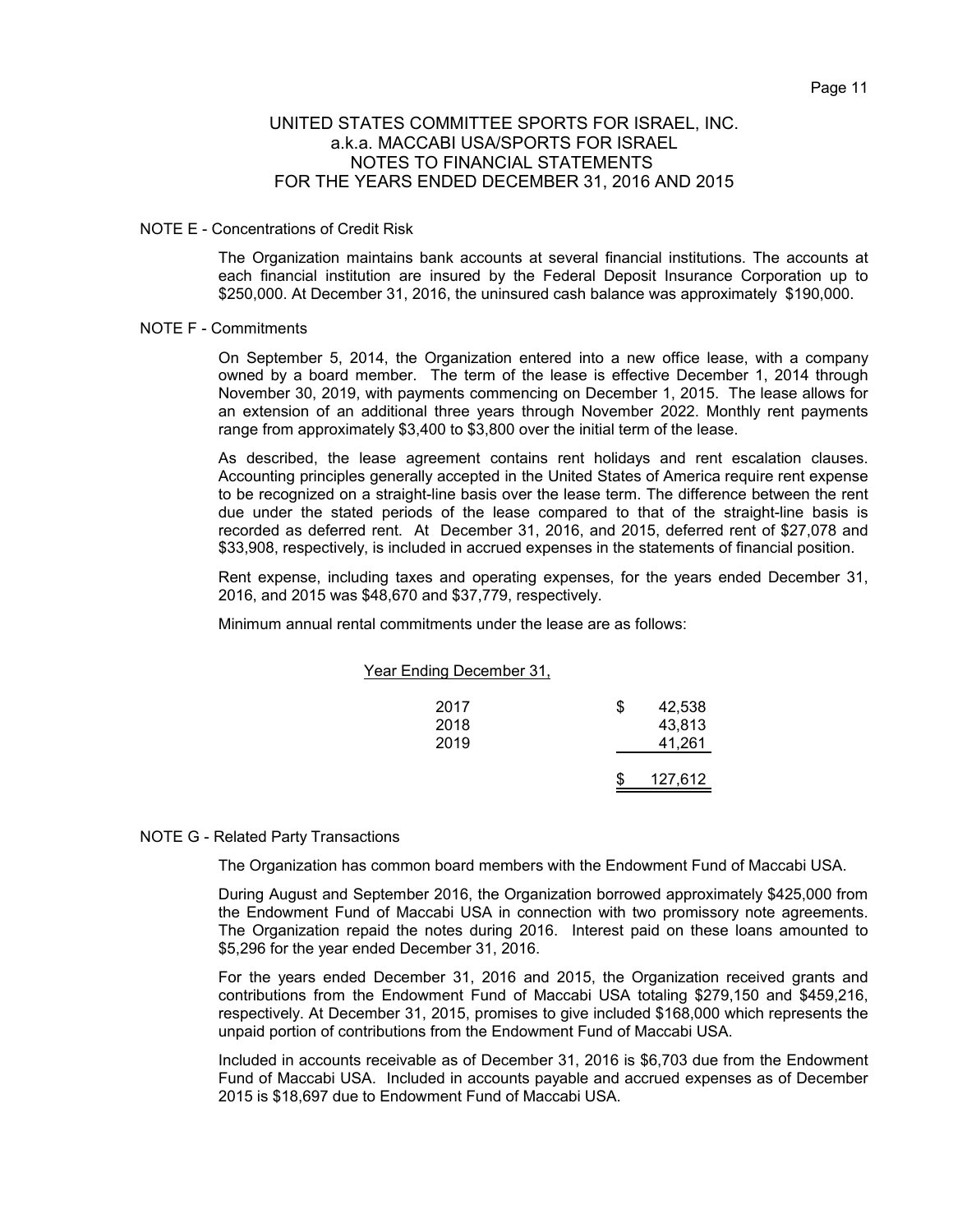UNITED STATES COMMITTEE SPORTS FOR ISRAEL, INC.
a.k.a. MACCABI USA/SPORTS FOR ISRAEL
NOTES TO FINANCIAL STATEMENTS
FOR THE YEARS ENDED DECEMBER 31, 2016 AND 2015

## NOTE E - Concentrations of Credit Risk

The Organization maintains bank accounts at several financial institutions. The accounts at each financial institution are insured by the Federal Deposit Insurance Corporation up to $250,000. At December 31, 2016, the uninsured cash balance was approximately $190,000.

## NOTE F - Commitments

On September 5, 2014, the Organization entered into a new office lease, with a company owned by a board member. The term of the lease is effective December 1, 2014 through November 30, 2019, with payments commencing on December 1, 2015. The lease allows for an extension of an additional three years through November 2022. Monthly rent payments range from approximately $3,400 to $3,800 over the initial term of the lease.

As described, the lease agreement contains rent holidays and rent escalation clauses. Accounting principles generally accepted in the United States of America require rent expense to be recognized on a straight-line basis over the lease term. The difference between the rent due under the stated periods of the lease compared to that of the straight-line basis is recorded as deferred rent. At December 31, 2016, and 2015, deferred rent of $27,078 and $33,908, respectively, is included in accrued expenses in the statements of financial position.

Rent expense, including taxes and operating expenses, for the years ended December 31, 2016, and 2015 was $48,670 and $37,779, respectively.

Minimum annual rental commitments under the lease are as follows:

| Year Ending December 31, | |
|---|---|
| 2017 | $ 42,538 |
| 2018 | 43,813 |
| 2019 | 41,261 |
| | $ 127,612 |

## NOTE G - Related Party Transactions

The Organization has common board members with the Endowment Fund of Maccabi USA.

During August and September 2016, the Organization borrowed approximately $425,000 from the Endowment Fund of Maccabi USA in connection with two promissory note agreements. The Organization repaid the notes during 2016. Interest paid on these loans amounted to $5,296 for the year ended December 31, 2016.

For the years ended December 31, 2016 and 2015, the Organization received grants and contributions from the Endowment Fund of Maccabi USA totaling $279,150 and $459,216, respectively. At December 31, 2015, promises to give included $168,000 which represents the unpaid portion of contributions from the Endowment Fund of Maccabi USA.

Included in accounts receivable as of December 31, 2016 is $6,703 due from the Endowment Fund of Maccabi USA. Included in accounts payable and accrued expenses as of December 2015 is $18,697 due to Endowment Fund of Maccabi USA.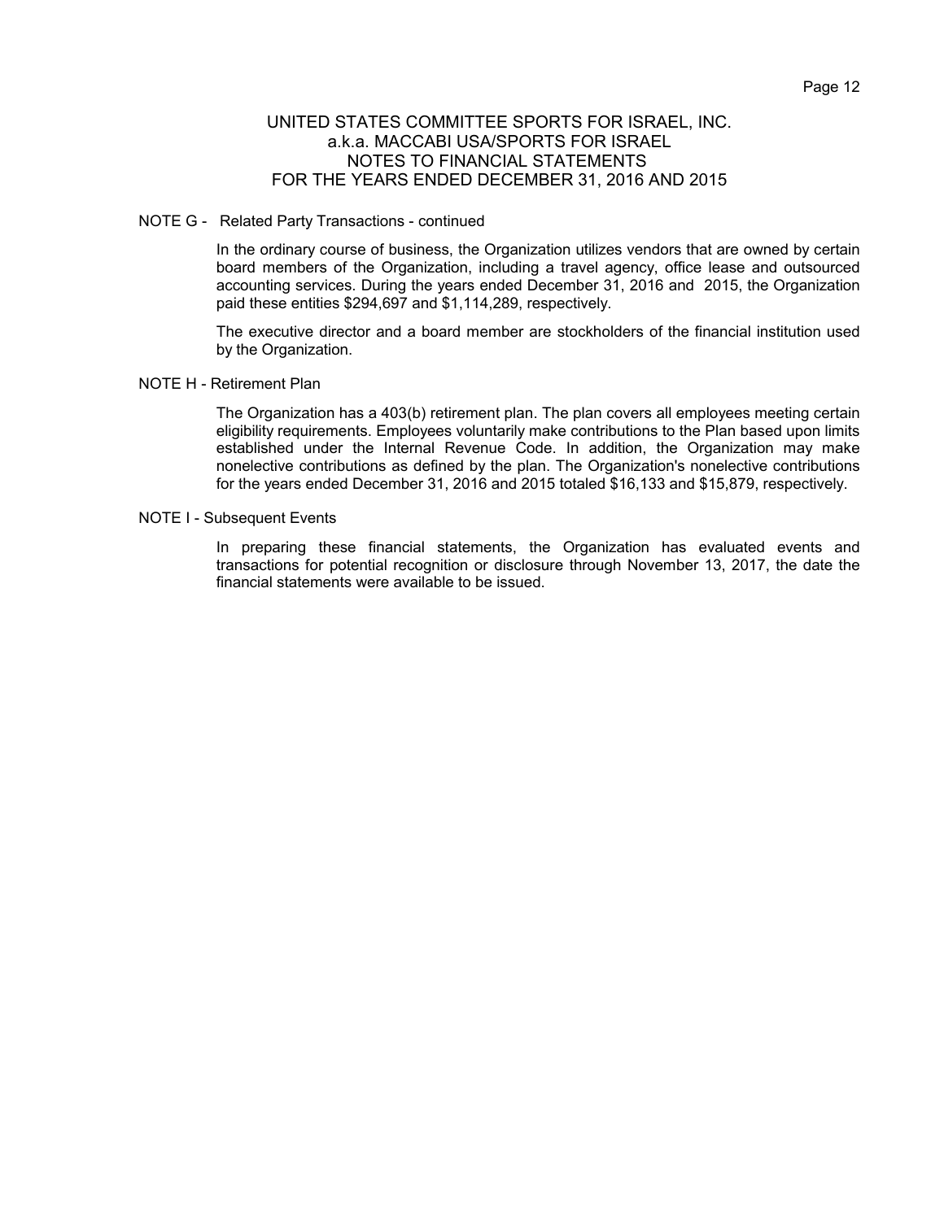UNITED STATES COMMITTEE SPORTS FOR ISRAEL, INC.
a.k.a. MACCABI USA/SPORTS FOR ISRAEL
NOTES TO FINANCIAL STATEMENTS
FOR THE YEARS ENDED DECEMBER 31, 2016 AND 2015

NOTE G - Related Party Transactions - continued

In the ordinary course of business, the Organization utilizes vendors that are owned by certain board members of the Organization, including a travel agency, office lease and outsourced accounting services. During the years ended December 31, 2016 and 2015, the Organization paid these entities $294,697 and $1,114,289, respectively.

The executive director and a board member are stockholders of the financial institution used by the Organization.

NOTE H - Retirement Plan

The Organization has a 403(b) retirement plan. The plan covers all employees meeting certain eligibility requirements. Employees voluntarily make contributions to the Plan based upon limits established under the Internal Revenue Code. In addition, the Organization may make nonelective contributions as defined by the plan. The Organization's nonelective contributions for the years ended December 31, 2016 and 2015 totaled $16,133 and $15,879, respectively.

NOTE I - Subsequent Events

In preparing these financial statements, the Organization has evaluated events and transactions for potential recognition or disclosure through November 13, 2017, the date the financial statements were available to be issued.